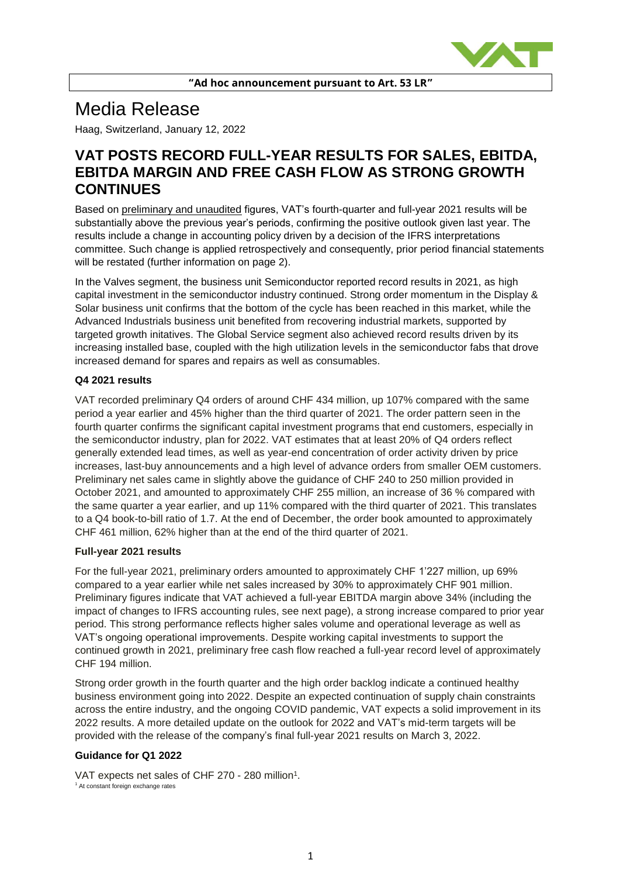**"Ad hoc announcement pursuant to Art. 53 LR"**

# Media Release

Haag, Switzerland, January 12, 2022

## VAT POSTS RECORD FULL-YEAR RESULTS FOR SALES, EBITDA, EBITDA MARGIN AND FREE CASH FLOW AS STRONG GROWTH CONTINUES

Based on preliminary and unaudited figures, VAT's fourth-quarter and full-year 2021 results will be substantially above the previous year's periods, confirming the positive outlook given last year. The results include a change in accounting policy driven by a decision of the IFRS interpretations committee. Such change is applied retrospectively and consequently, prior period financial statements will be restated (further information on page 2).

In the Valves segment, the business unit Semiconductor reported record results in 2021, as high capital investment in the semiconductor industry continued. Strong order momentum in the Display & Solar business unit confirms that the bottom of the cycle has been reached in this market, while the Advanced Industrials business unit benefited from recovering industrial markets, supported by targeted growth initatives. The Global Service segment also achieved record results driven by its increasing installed base, coupled with the high utilization levels in the semiconductor fabs that drove increased demand for spares and repairs as well as consumables.

### Q4 2021 results

VAT recorded preliminary Q4 orders of around CHF 434 million, up 107% compared with the same period a year earlier and 45% higher than the third quarter of 2021. The order pattern seen in the fourth quarter confirms the significant capital investment programs that end customers, especially in the semiconductor industry, plan for 2022. VAT estimates that at least 20% of Q4 orders reflect generally extended lead times, as well as year-end concentration of order activity driven by price increases, last-buy announcements and a high level of advance orders from smaller OEM customers. Preliminary net sales came in slightly above the guidance of CHF 240 to 250 million provided in October 2021, and amounted to approximately CHF 255 million, an increase of 36 % compared with the same quarter a year earlier, and up 11% compared with the third quarter of 2021. This translates to a Q4 book-to-bill ratio of 1.7. At the end of December, the order book amounted to approximately CHF 461 million, 62% higher than at the end of the third quarter of 2021.

### Full-year 2021 results

For the full-year 2021, preliminary orders amounted to approximately CHF 1'227 million, up 69% compared to a year earlier while net sales increased by 30% to approximately CHF 901 million. Preliminary figures indicate that VAT achieved a full-year EBITDA margin above 34% (including the impact of changes to IFRS accounting rules, see next page), a strong increase compared to prior year period. This strong performance reflects higher sales volume and operational leverage as well as VAT's ongoing operational improvements. Despite working capital investments to support the continued growth in 2021, preliminary free cash flow reached a full-year record level of approximately CHF 194 million.

Strong order growth in the fourth quarter and the high order backlog indicate a continued healthy business environment going into 2022. Despite an expected continuation of supply chain constraints across the entire industry, and the ongoing COVID pandemic, VAT expects a solid improvement in its 2022 results. A more detailed update on the outlook for 2022 and VAT's mid-term targets will be provided with the release of the company's final full-year 2021 results on March 3, 2022.

### Guidance for Q1 2022

VAT expects net sales of CHF 270 - 280 million[1].

[1] At constant foreign exchange rates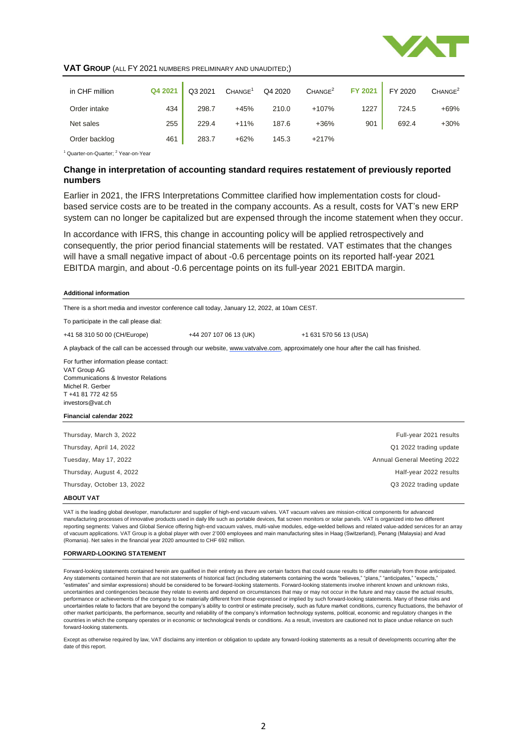**VAT GROUP** (ALL FY 2021 NUMBERS PRELIMINARY AND UNAUDITED;)

| in CHF million | Q4 2021 | Q3 2021 | CHANGE[1] | Q4 2020 | CHANGE[2] | FY 2021 | FY 2020 | CHANGE[2] |
|---|---|---|---|---|---|---|---|---|
| Order intake | 434 | 298.7 | +45% | 210.0 | +107% | 1227 | 724.5 | +69% |
| Net sales | 255 | 229.4 | +11% | 187.6 | +36% | 901 | 692.4 | +30% |
| Order backlog | 461 | 283.7 | +62% | 145.3 | +217% | | | |

[1] Quarter-on-Quarter; [2] Year-on-Year

## Change in interpretation of accounting standard requires restatement of previously reported numbers

Earlier in 2021, the IFRS Interpretations Committee clarified how implementation costs for cloud-based service costs are to be treated in the company accounts. As a result, costs for VAT's new ERP system can no longer be capitalized but are expensed through the income statement when they occur.

In accordance with IFRS, this change in accounting policy will be applied retrospectively and consequently, the prior period financial statements will be restated. VAT estimates that the changes will have a small negative impact of about -0.6 percentage points on its reported half-year 2021 EBITDA margin, and about -0.6 percentage points on its full-year 2021 EBITDA margin.

**Additional information**

There is a short media and investor conference call today, January 12, 2022, at 10am CEST.

To participate in the call please dial:

+41 58 310 50 00 (CH/Europe) +44 207 107 06 13 (UK) +1 631 570 56 13 (USA)

A playback of the call can be accessed through our website, www.vatvalve.com, approximately one hour after the call has finished.

For further information please contact:
VAT Group AG
Communications & Investor Relations
Michel R. Gerber
T +41 81 772 42 55
investors@vat.ch

**Financial calendar 2022**

| | |
|---|---|
| Thursday, March 3, 2022 | Full-year 2021 results |
| Thursday, April 14, 2022 | Q1 2022 trading update |
| Tuesday, May 17, 2022 | Annual General Meeting 2022 |
| Thursday, August 4, 2022 | Half-year 2022 results |
| Thursday, October 13, 2022 | Q3 2022 trading update |

**ABOUT VAT**

VAT is the leading global developer, manufacturer and supplier of high-end vacuum valves. VAT vacuum valves are mission-critical components for advanced manufacturing processes of innovative products used in daily life such as portable devices, flat screen monitors or solar panels. VAT is organized into two different reporting segments: Valves and Global Service offering high-end vacuum valves, multi-valve modules, edge-welded bellows and related value-added services for an array of vacuum applications. VAT Group is a global player with over 2'000 employees and main manufacturing sites in Haag (Switzerland), Penang (Malaysia) and Arad (Romania). Net sales in the financial year 2020 amounted to CHF 692 million.

**FORWARD-LOOKING STATEMENT**

Forward-looking statements contained herein are qualified in their entirety as there are certain factors that could cause results to differ materially from those anticipated. Any statements contained herein that are not statements of historical fact (including statements containing the words "believes," "plans," "anticipates," "expects," "estimates" and similar expressions) should be considered to be forward-looking statements. Forward-looking statements involve inherent known and unknown risks, uncertainties and contingencies because they relate to events and depend on circumstances that may or may not occur in the future and may cause the actual results, performance or achievements of the company to be materially different from those expressed or implied by such forward-looking statements. Many of these risks and uncertainties relate to factors that are beyond the company's ability to control or estimate precisely, such as future market conditions, currency fluctuations, the behavior of other market participants, the performance, security and reliability of the company's information technology systems, political, economic and regulatory changes in the countries in which the company operates or in economic or technological trends or conditions. As a result, investors are cautioned not to place undue reliance on such forward-looking statements.

Except as otherwise required by law, VAT disclaims any intention or obligation to update any forward-looking statements as a result of developments occurring after the date of this report.